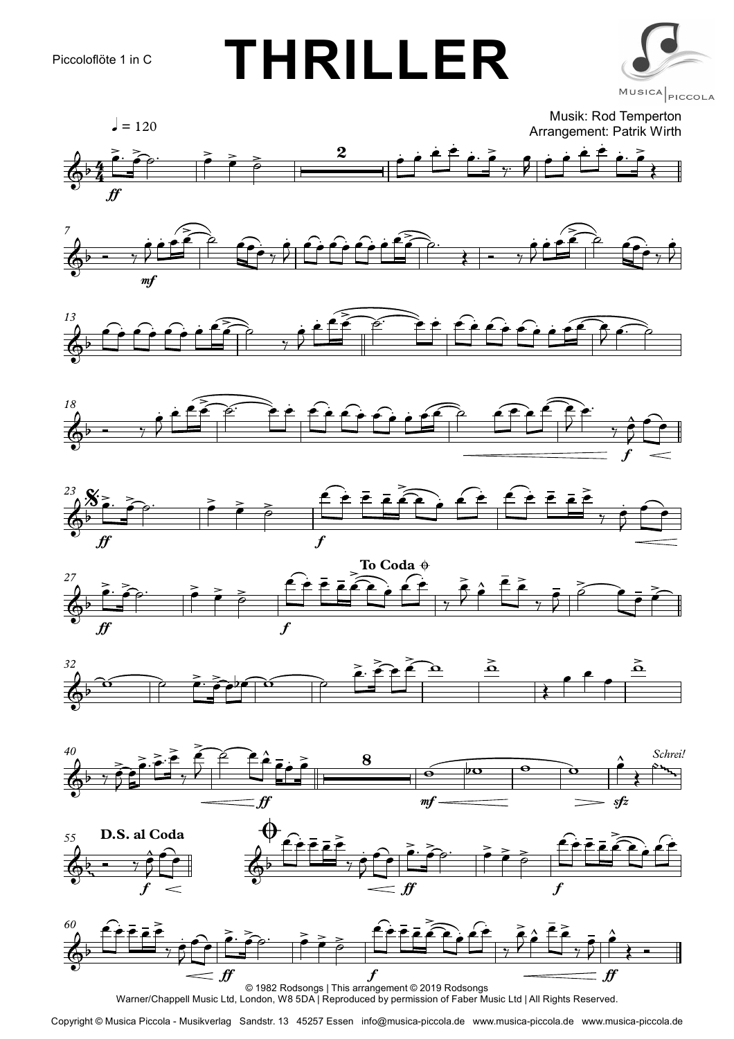Piccoloflöte 1 in C

# THRILLER

Musik: Rod Temperton
Arrangement: Patrik Wirth

© 1982 Rodsongs | This arrangement © 2019 Rodsongs
Warner/Chappell Music Ltd, London, W8 5DA | Reproduced by permission of Faber Music Ltd | All Rights Reserved.

Copyright © Musica Piccola - Musikverlag Sandstr. 13 45257 Essen info@musica-piccola.de www.musica-piccola.de www.musica-piccola.de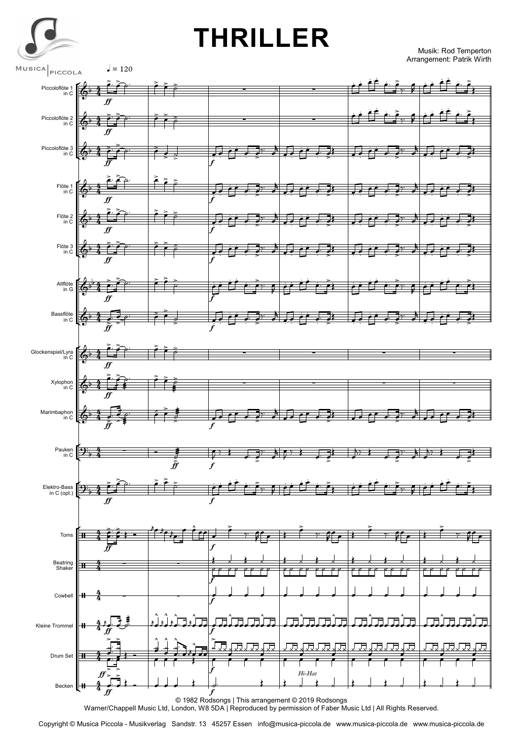# THRILLER

Musik: Rod Temperton
Arrangement: Patrik Wirth

MUSICA PICCOLA

♩ = 120

Piccoloflöte 1 in C
Piccoloflöte 2 in C
Piccoloflöte 3 in C
Flöte 1 in C
Flöte 2 in C
Flöte 3 in C
Altflöte in G
Bassflöte in C
Glockenspiel/Lyra in C
Xylophon in C
Marimbaphon in C
Pauken in C
Elektro-Bass in C (opt.)
Toms
Beatring Shaker
Cowbell
Kleine Trommel
Drum Set
Becken

*Hi-Hat*

© 1982 Rodsongs | This arrangement © 2019 Rodsongs
Warner/Chappell Music Ltd, London, W8 5DA | Reproduced by permission of Faber Music Ltd | All Rights Reserved.

Copyright © Musica Piccola - Musikverlag Sandstr. 13 45257 Essen info@musica-piccola.de www.musica-piccola.de www.musica-piccola.de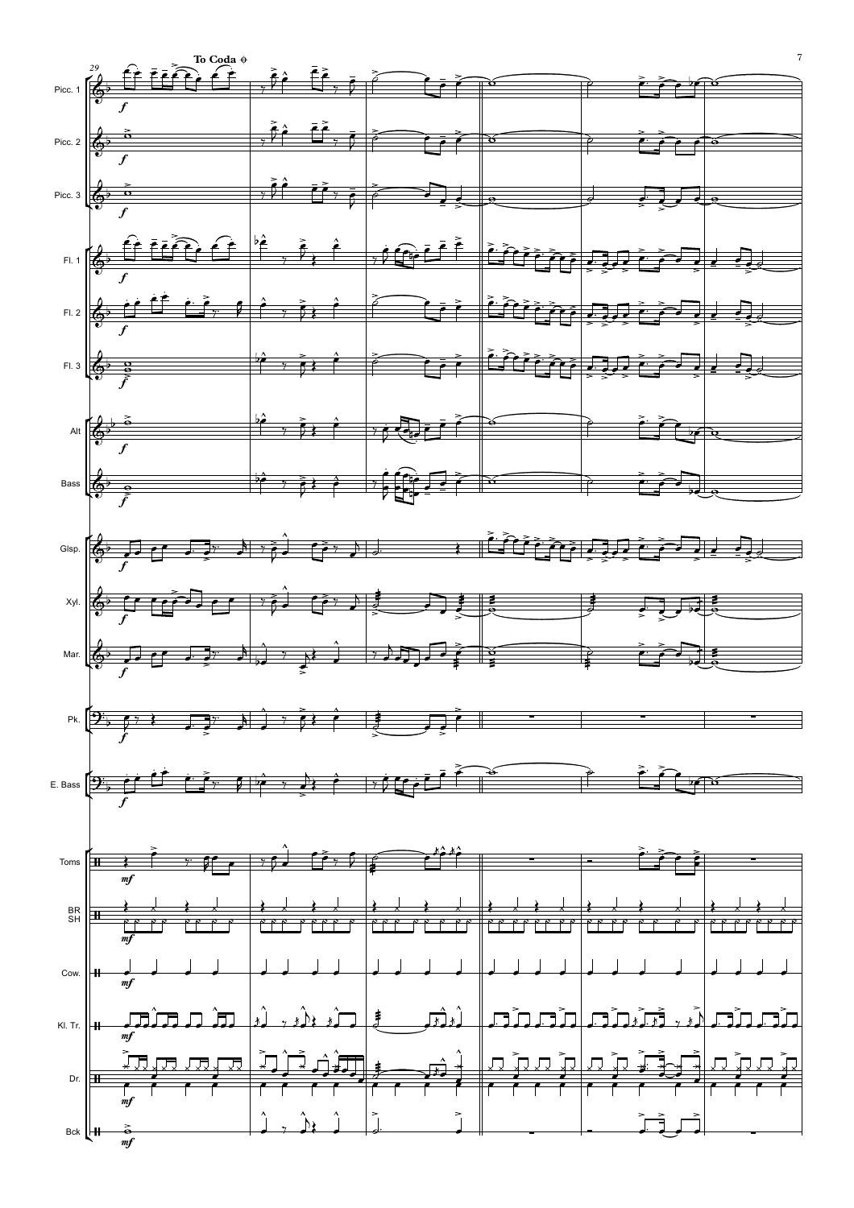29

To Coda 𝄌

Picc. 1

Picc. 2

Picc. 3

Fl. 1

Fl. 2

Fl. 3

Alt

Bass

Glsp.

Xyl.

Mar.

Pk.

E. Bass

Toms

BR SH

Cow.

Kl. Tr.

Dr.

Bck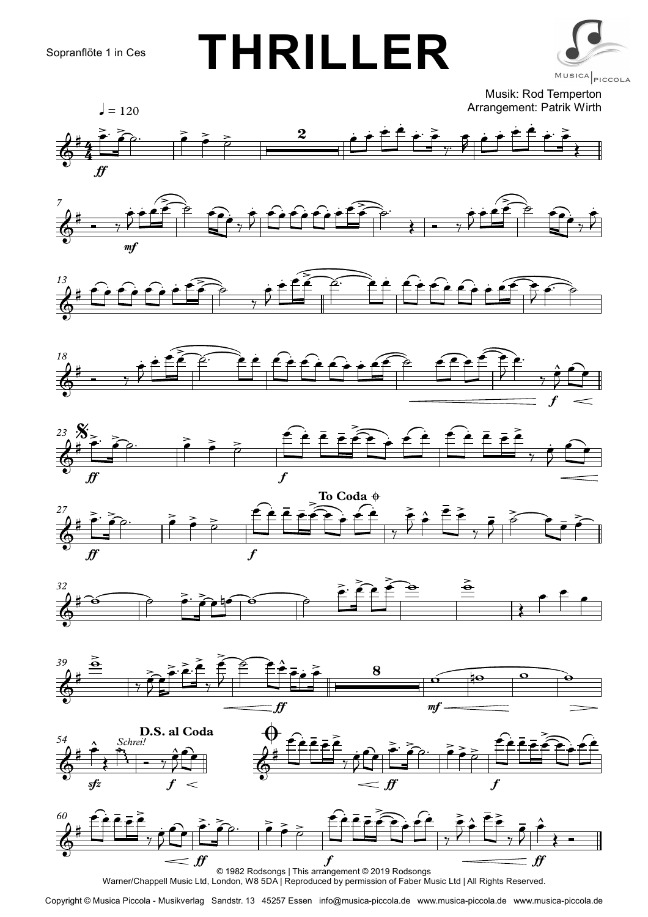Sopranflöte 1 in Ces

# THRILLER

Musik: Rod Temperton
Arrangement: Patrik Wirth

© 1982 Rodsongs | This arrangement © 2019 Rodsongs
Warner/Chappell Music Ltd, London, W8 5DA | Reproduced by permission of Faber Music Ltd | All Rights Reserved.

Copyright © Musica Piccola - Musikverlag Sandstr. 13 45257 Essen info@musica-piccola.de www.musica-piccola.de www.musica-piccola.de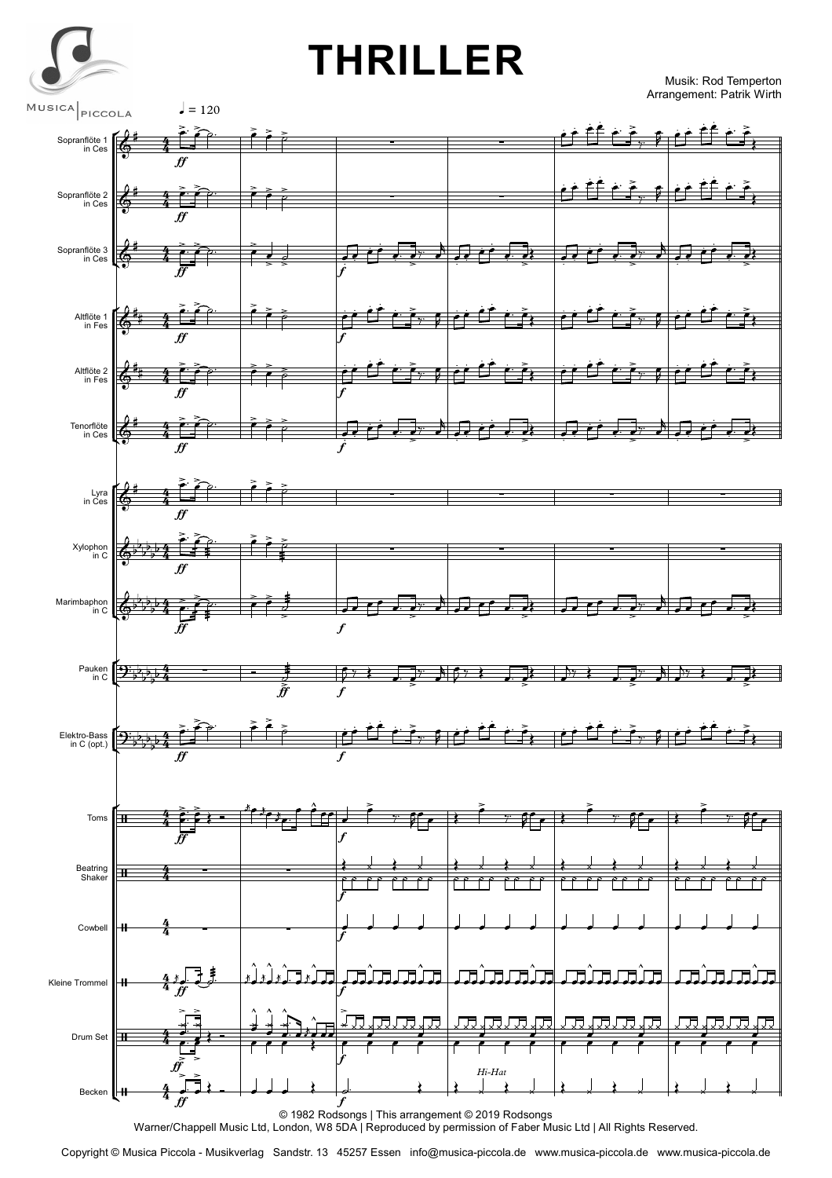# THRILLER

Musik: Rod Temperton
Arrangement: Patrik Wirth

© 1982 Rodsongs | This arrangement © 2019 Rodsongs
Warner/Chappell Music Ltd, London, W8 5DA | Reproduced by permission of Faber Music Ltd | All Rights Reserved.

Copyright © Musica Piccola - Musikverlag Sandstr. 13 45257 Essen info@musica-piccola.de www.musica-piccola.de www.musica-piccola.de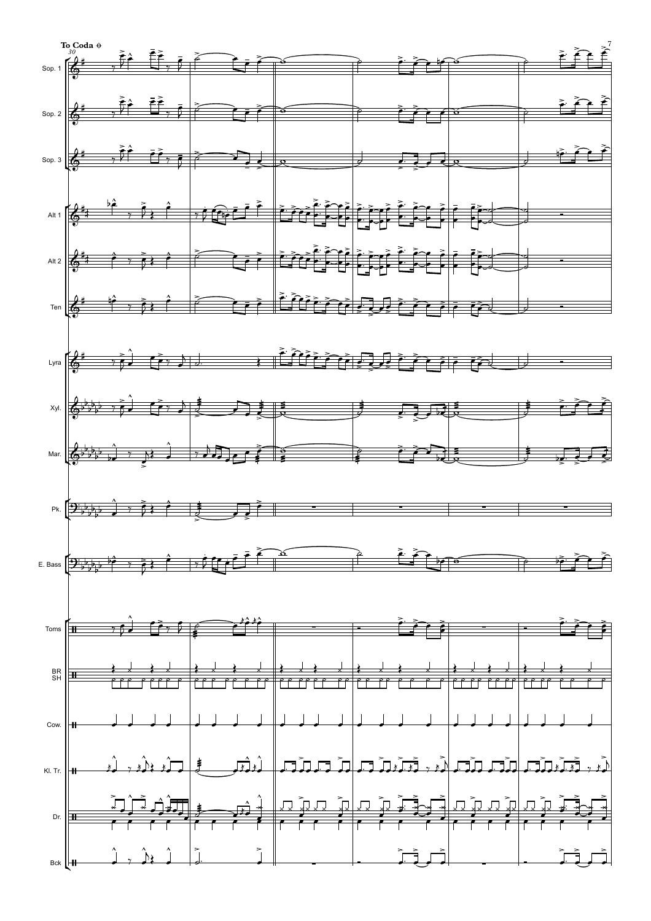To Coda ⊕

30

Sop. 1

Sop. 2

Sop. 3

Alt 1

Alt 2

Ten

Lyra

Xyl.

Mar.

Pk.

E. Bass

Toms

BR SH

Cow.

Kl. Tr.

Dr.

Bck